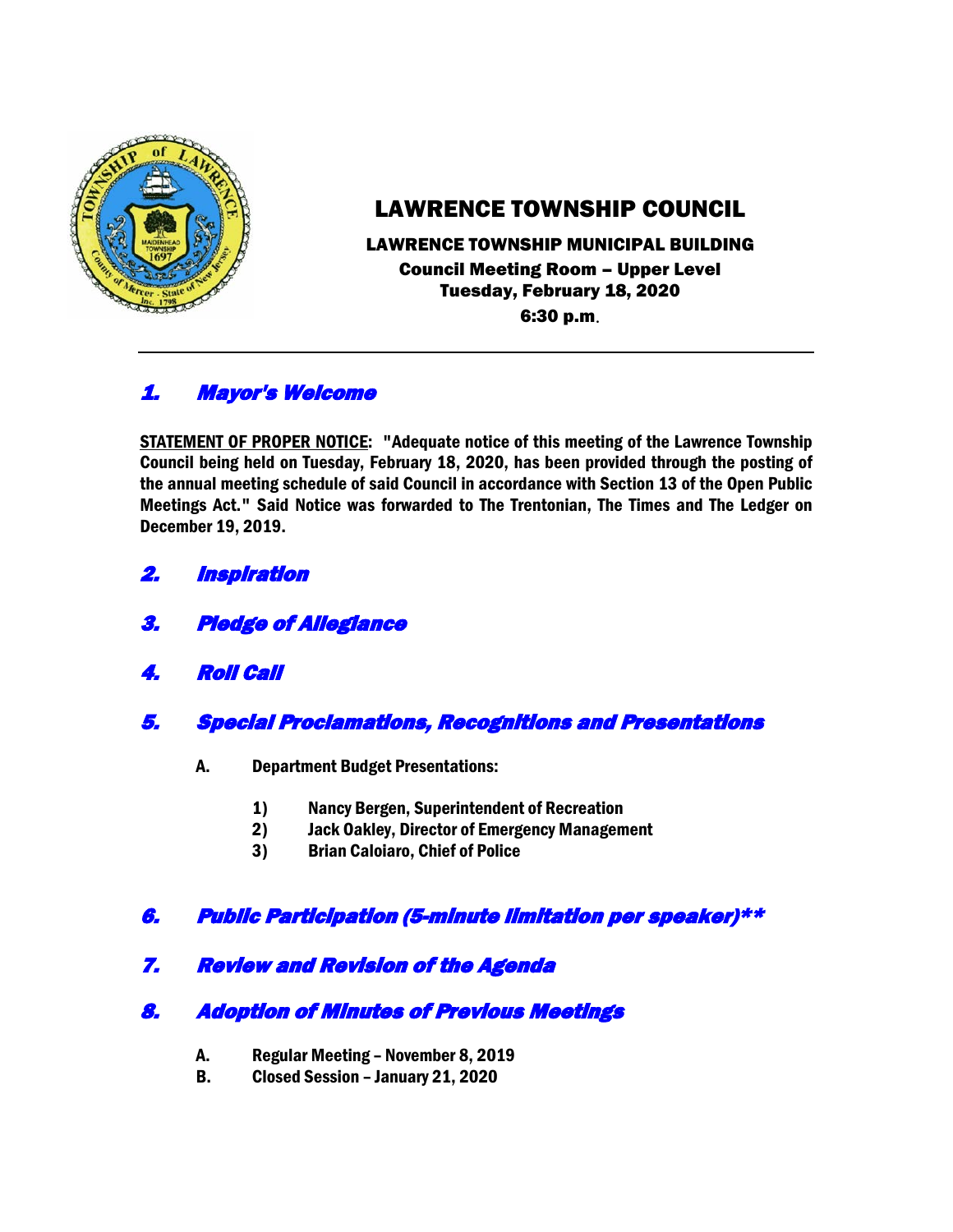# LAWRENCE TOWNSHIP COUNCIL

**LAWRENCE TOWNSHIP MUNICIPAL BUILDING**
**Council Meeting Room – Upper Level**
**Tuesday, February 18, 2020**
**6:30 p.m.**

---

## 1. Mayor's Welcome

**STATEMENT OF PROPER NOTICE: "Adequate notice of this meeting of the Lawrence Township Council being held on Tuesday, February 18, 2020, has been provided through the posting of the annual meeting schedule of said Council in accordance with Section 13 of the Open Public Meetings Act." Said Notice was forwarded to The Trentonian, The Times and The Ledger on December 19, 2019.**

## 2. Inspiration

## 3. Pledge of Allegiance

## 4. Roll Call

## 5. Special Proclamations, Recognitions and Presentations

**A. Department Budget Presentations:**

1) Nancy Bergen, Superintendent of Recreation
2) Jack Oakley, Director of Emergency Management
3) Brian Caloiaro, Chief of Police

## 6. Public Participation (5-minute limitation per speaker)**

## 7. Review and Revision of the Agenda

## 8. Adoption of Minutes of Previous Meetings

**A. Regular Meeting – November 8, 2019**
**B. Closed Session – January 21, 2020**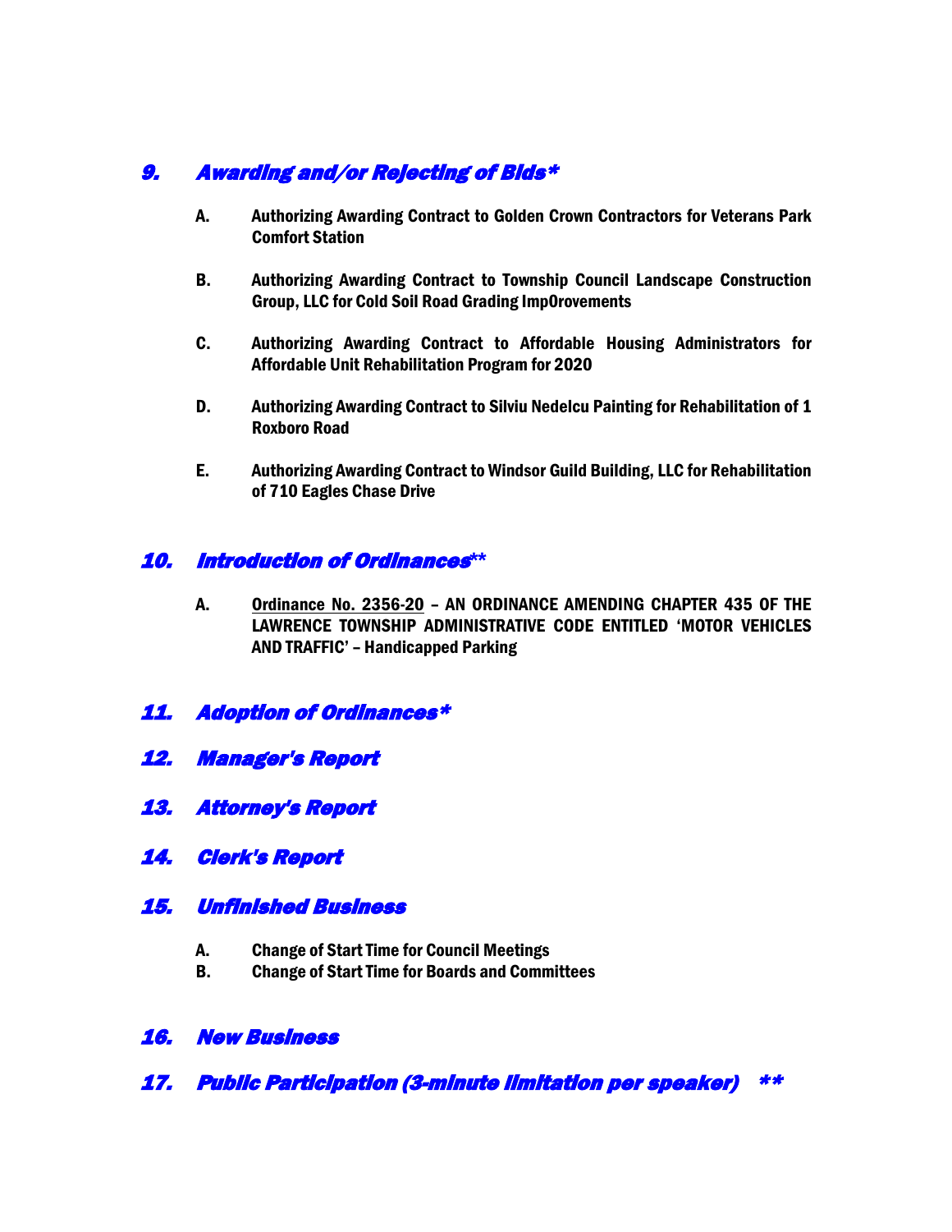## *9. Awarding and/or Rejecting of Bids**

**A.** **Authorizing Awarding Contract to Golden Crown Contractors for Veterans Park Comfort Station**

**B.** **Authorizing Awarding Contract to Township Council Landscape Construction Group, LLC for Cold Soil Road Grading ImpOrovements**

**C.** **Authorizing Awarding Contract to Affordable Housing Administrators for Affordable Unit Rehabilitation Program for 2020**

**D.** **Authorizing Awarding Contract to Silviu Nedelcu Painting for Rehabilitation of 1 Roxboro Road**

**E.** **Authorizing Awarding Contract to Windsor Guild Building, LLC for Rehabilitation of 710 Eagles Chase Drive**

## *10. Introduction of Ordinances***

**A.** **Ordinance No. 2356-20 – AN ORDINANCE AMENDING CHAPTER 435 OF THE LAWRENCE TOWNSHIP ADMINISTRATIVE CODE ENTITLED 'MOTOR VEHICLES AND TRAFFIC' – Handicapped Parking**

## *11. Adoption of Ordinances**

## *12. Manager's Report*

## *13. Attorney's Report*

## *14. Clerk's Report*

## *15. Unfinished Business*

**A.** **Change of Start Time for Council Meetings**
**B.** **Change of Start Time for Boards and Committees**

## *16. New Business*

## *17. Public Participation (3-minute limitation per speaker) ***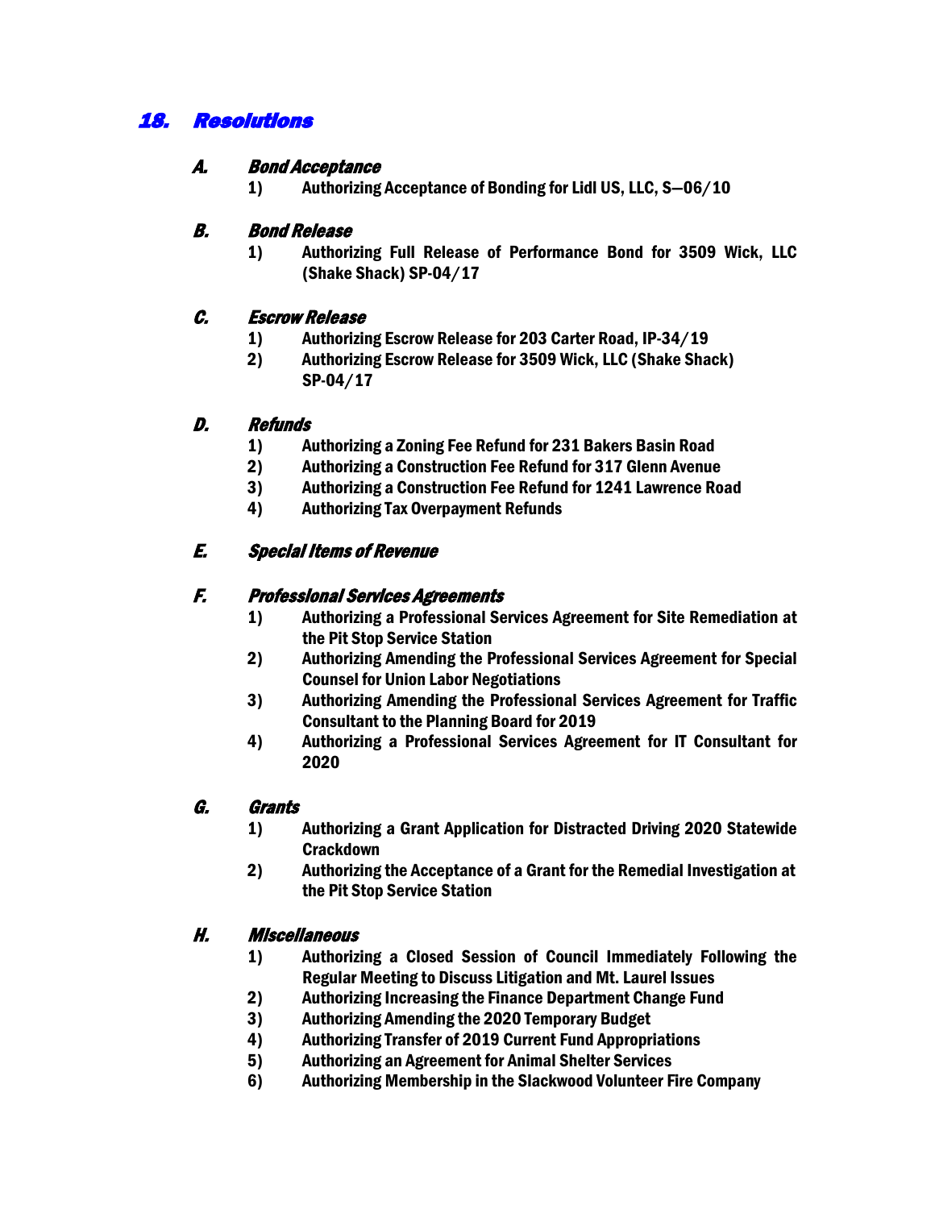## *18. Resolutions*

### *A. Bond Acceptance*

1) **Authorizing Acceptance of Bonding for Lidl US, LLC, S—06/10**

### *B. Bond Release*

1) **Authorizing Full Release of Performance Bond for 3509 Wick, LLC (Shake Shack) SP-04/17**

### *C. Escrow Release*

1) **Authorizing Escrow Release for 203 Carter Road, IP-34/19**
2) **Authorizing Escrow Release for 3509 Wick, LLC (Shake Shack) SP-04/17**

### *D. Refunds*

1) **Authorizing a Zoning Fee Refund for 231 Bakers Basin Road**
2) **Authorizing a Construction Fee Refund for 317 Glenn Avenue**
3) **Authorizing a Construction Fee Refund for 1241 Lawrence Road**
4) **Authorizing Tax Overpayment Refunds**

### *E. Special Items of Revenue*

### *F. Professional Services Agreements*

1) **Authorizing a Professional Services Agreement for Site Remediation at the Pit Stop Service Station**
2) **Authorizing Amending the Professional Services Agreement for Special Counsel for Union Labor Negotiations**
3) **Authorizing Amending the Professional Services Agreement for Traffic Consultant to the Planning Board for 2019**
4) **Authorizing a Professional Services Agreement for IT Consultant for 2020**

### *G. Grants*

1) **Authorizing a Grant Application for Distracted Driving 2020 Statewide Crackdown**
2) **Authorizing the Acceptance of a Grant for the Remedial Investigation at the Pit Stop Service Station**

### *H. Miscellaneous*

1) **Authorizing a Closed Session of Council Immediately Following the Regular Meeting to Discuss Litigation and Mt. Laurel Issues**
2) **Authorizing Increasing the Finance Department Change Fund**
3) **Authorizing Amending the 2020 Temporary Budget**
4) **Authorizing Transfer of 2019 Current Fund Appropriations**
5) **Authorizing an Agreement for Animal Shelter Services**
6) **Authorizing Membership in the Slackwood Volunteer Fire Company**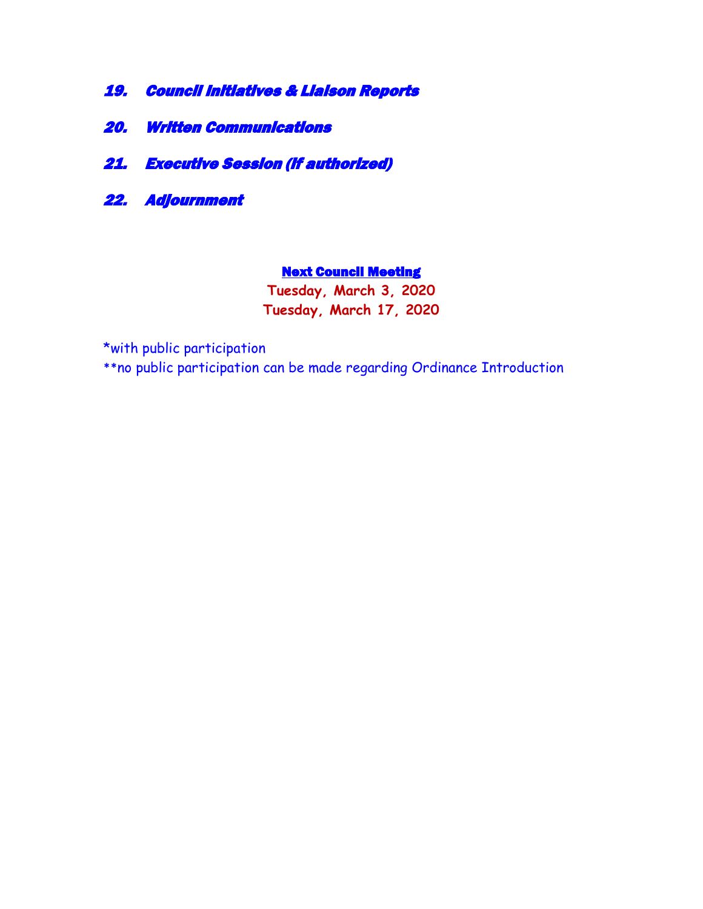***19. Council Initiatives & Liaison Reports***

***20. Written Communications***

***21. Executive Session (if authorized)***

***22. Adjournment***

**Next Council Meeting**

**Tuesday, March 3, 2020**

**Tuesday, March 17, 2020**

*with public participation

**no public participation can be made regarding Ordinance Introduction